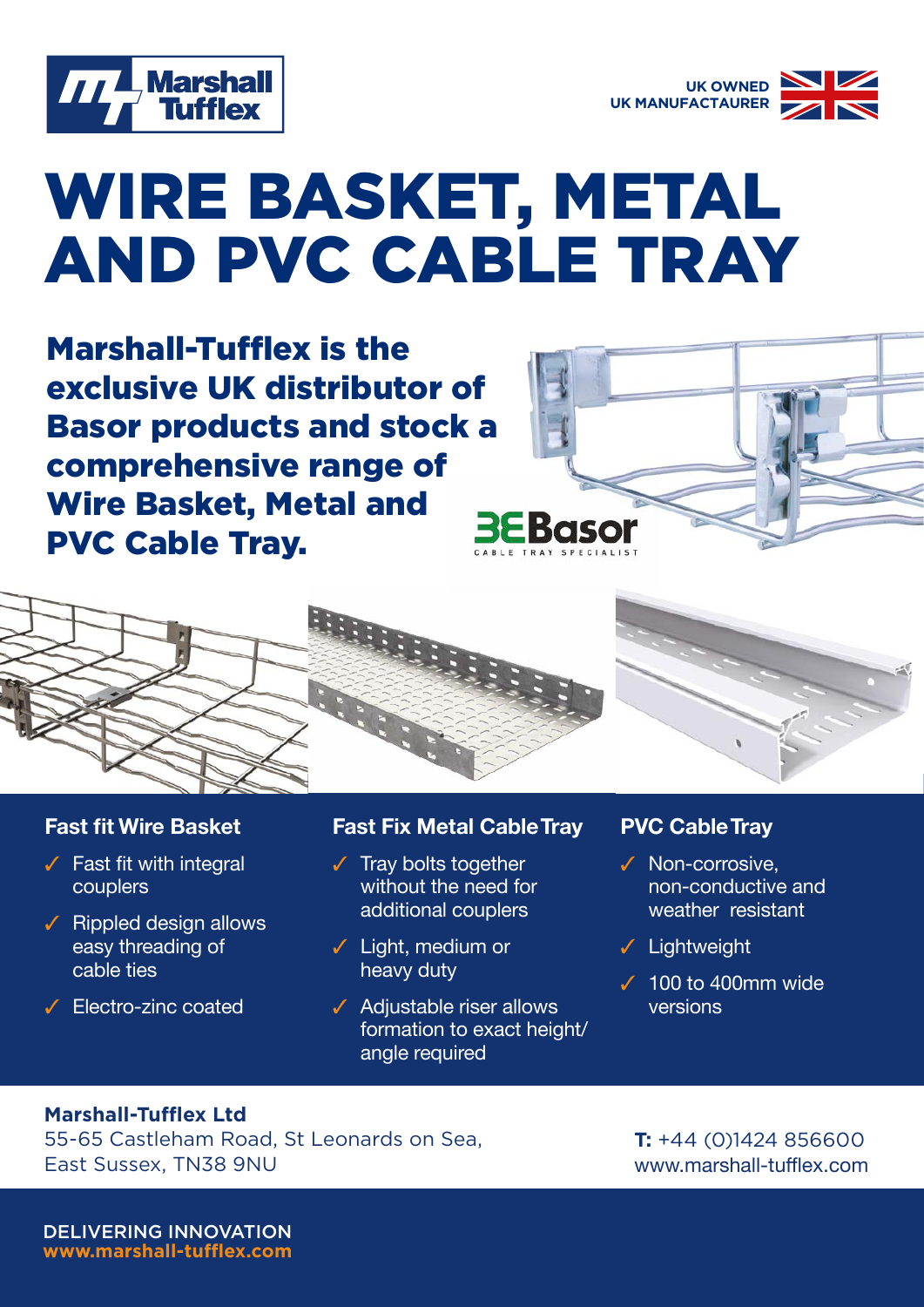Marshall Tufflex

UK OWNED
UK MANUFACTAURER

# WIRE BASKET, METAL AND PVC CABLE TRAY

**Marshall-Tufflex is the exclusive UK distributor of Basor products and stock a comprehensive range of Wire Basket, Metal and PVC Cable Tray.**

Basor
CABLE TRAY SPECIALIST

### Fast fit Wire Basket

- ✓ Fast fit with integral couplers
- ✓ Rippled design allows easy threading of cable ties
- ✓ Electro-zinc coated

### Fast Fix Metal Cable Tray

- ✓ Tray bolts together without the need for additional couplers
- ✓ Light, medium or heavy duty
- ✓ Adjustable riser allows formation to exact height/ angle required

### PVC Cable Tray

- ✓ Non-corrosive, non-conductive and weather resistant
- ✓ Lightweight
- ✓ 100 to 400mm wide versions

**Marshall-Tufflex Ltd**
55-65 Castleham Road, St Leonards on Sea,
East Sussex, TN38 9NU

**T:** +44 (0)1424 856600
www.marshall-tufflex.com

DELIVERING INNOVATION
**www.marshall-tufflex.com**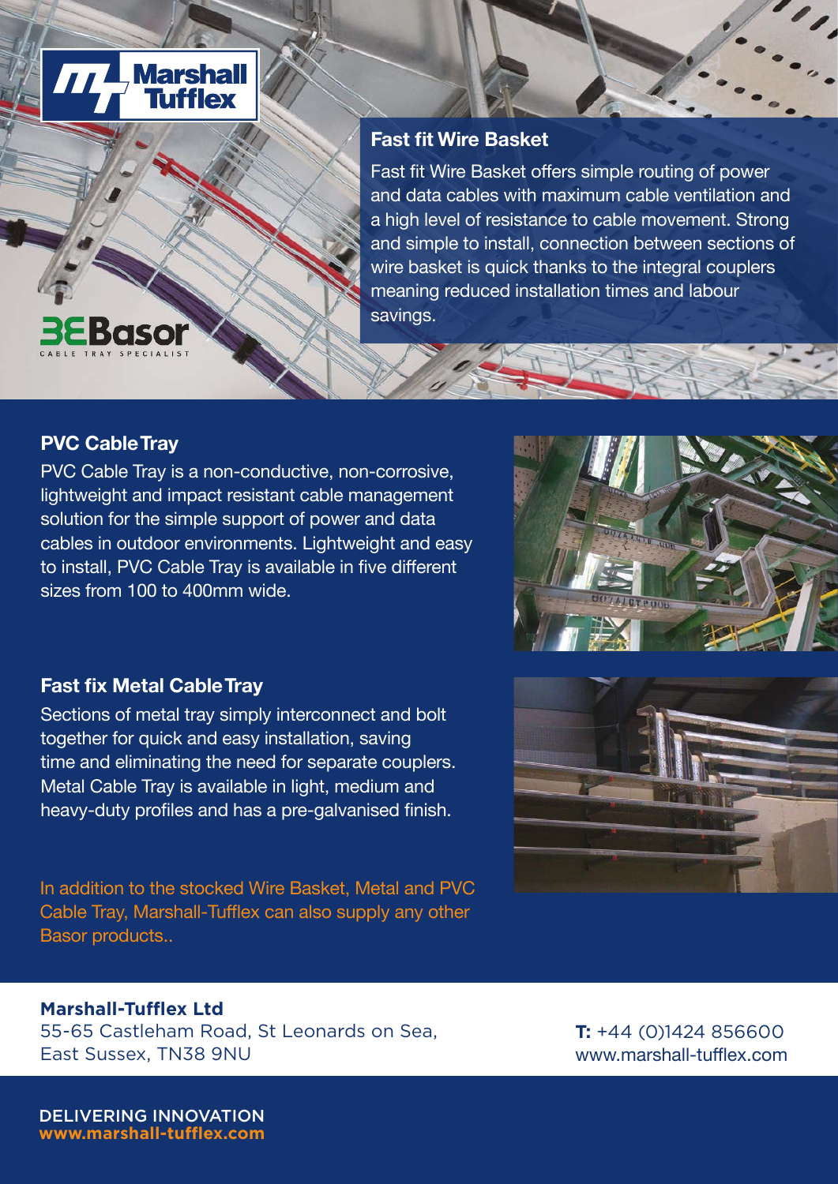## Fast fit Wire Basket

Fast fit Wire Basket offers simple routing of power and data cables with maximum cable ventilation and a high level of resistance to cable movement. Strong and simple to install, connection between sections of wire basket is quick thanks to the integral couplers meaning reduced installation times and labour savings.

## PVC Cable Tray

PVC Cable Tray is a non-conductive, non-corrosive, lightweight and impact resistant cable management solution for the simple support of power and data cables in outdoor environments. Lightweight and easy to install, PVC Cable Tray is available in five different sizes from 100 to 400mm wide.

## Fast fix Metal Cable Tray

Sections of metal tray simply interconnect and bolt together for quick and easy installation, saving time and eliminating the need for separate couplers. Metal Cable Tray is available in light, medium and heavy-duty profiles and has a pre-galvanised finish.

In addition to the stocked Wire Basket, Metal and PVC Cable Tray, Marshall-Tufflex can also supply any other Basor products..

**Marshall-Tufflex Ltd**
55-65 Castleham Road, St Leonards on Sea,
East Sussex, TN38 9NU

**T:** +44 (0)1424 856600
www.marshall-tufflex.com

DELIVERING INNOVATION
**www.marshall-tufflex.com**